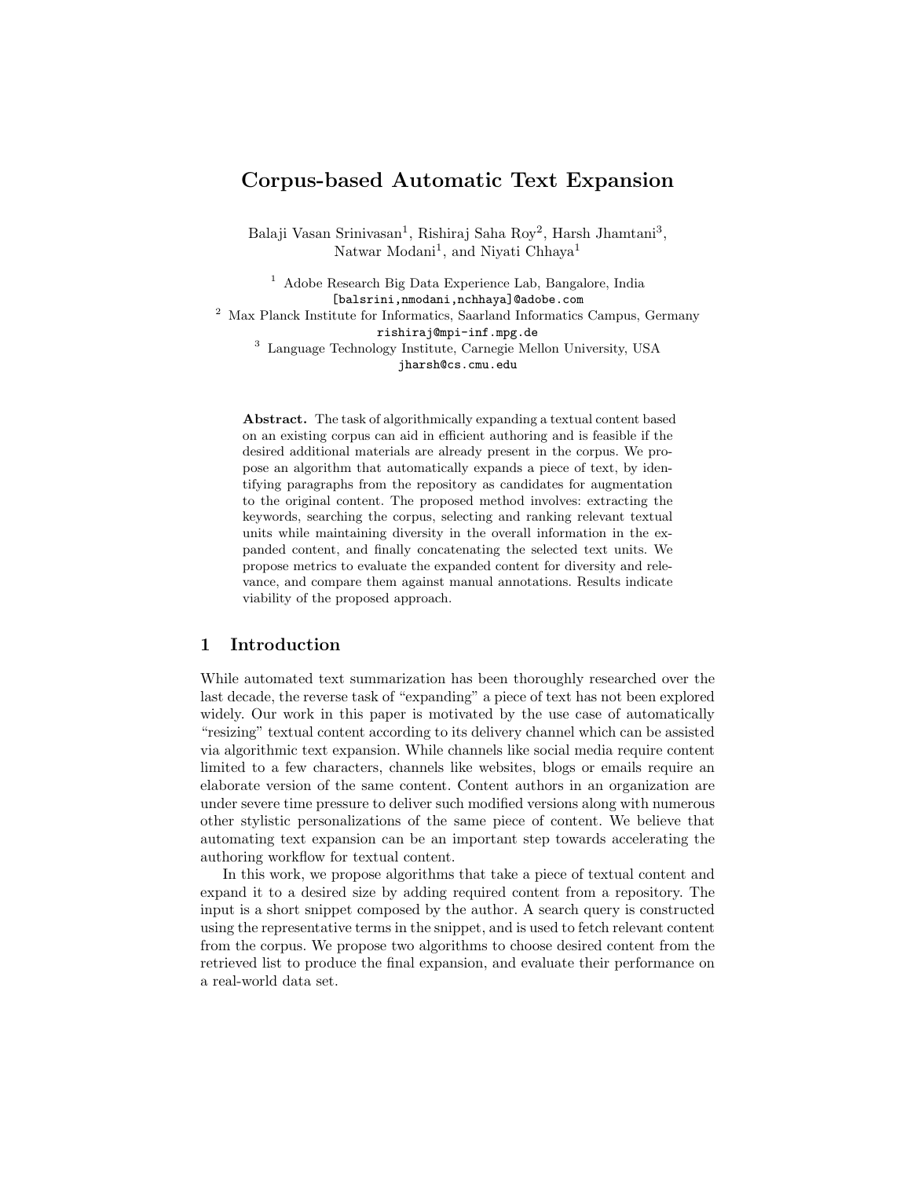# Corpus-based Automatic Text Expansion

Balaji Vasan Srinivasan[1], Rishiraj Saha Roy[2], Harsh Jhamtani[3], Natwar Modani[1], and Niyati Chhaya[1]

[1] Adobe Research Big Data Experience Lab, Bangalore, India
[balsrini,nmodani,nchhaya]@adobe.com

[2] Max Planck Institute for Informatics, Saarland Informatics Campus, Germany
rishiraj@mpi-inf.mpg.de

[3] Language Technology Institute, Carnegie Mellon University, USA
jharsh@cs.cmu.edu

**Abstract.** The task of algorithmically expanding a textual content based on an existing corpus can aid in efficient authoring and is feasible if the desired additional materials are already present in the corpus. We propose an algorithm that automatically expands a piece of text, by identifying paragraphs from the repository as candidates for augmentation to the original content. The proposed method involves: extracting the keywords, searching the corpus, selecting and ranking relevant textual units while maintaining diversity in the overall information in the expanded content, and finally concatenating the selected text units. We propose metrics to evaluate the expanded content for diversity and relevance, and compare them against manual annotations. Results indicate viability of the proposed approach.

## 1 Introduction

While automated text summarization has been thoroughly researched over the last decade, the reverse task of "expanding" a piece of text has not been explored widely. Our work in this paper is motivated by the use case of automatically "resizing" textual content according to its delivery channel which can be assisted via algorithmic text expansion. While channels like social media require content limited to a few characters, channels like websites, blogs or emails require an elaborate version of the same content. Content authors in an organization are under severe time pressure to deliver such modified versions along with numerous other stylistic personalizations of the same piece of content. We believe that automating text expansion can be an important step towards accelerating the authoring workflow for textual content.

In this work, we propose algorithms that take a piece of textual content and expand it to a desired size by adding required content from a repository. The input is a short snippet composed by the author. A search query is constructed using the representative terms in the snippet, and is used to fetch relevant content from the corpus. We propose two algorithms to choose desired content from the retrieved list to produce the final expansion, and evaluate their performance on a real-world data set.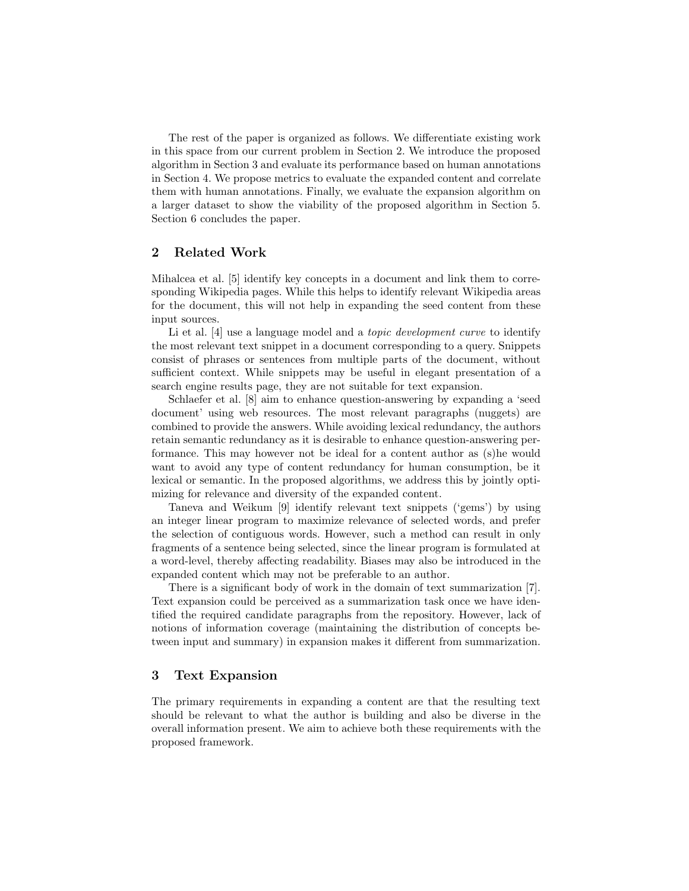The rest of the paper is organized as follows. We differentiate existing work in this space from our current problem in Section 2. We introduce the proposed algorithm in Section 3 and evaluate its performance based on human annotations in Section 4. We propose metrics to evaluate the expanded content and correlate them with human annotations. Finally, we evaluate the expansion algorithm on a larger dataset to show the viability of the proposed algorithm in Section 5. Section 6 concludes the paper.

## 2 Related Work

Mihalcea et al. [5] identify key concepts in a document and link them to corresponding Wikipedia pages. While this helps to identify relevant Wikipedia areas for the document, this will not help in expanding the seed content from these input sources.

Li et al. [4] use a language model and a *topic development curve* to identify the most relevant text snippet in a document corresponding to a query. Snippets consist of phrases or sentences from multiple parts of the document, without sufficient context. While snippets may be useful in elegant presentation of a search engine results page, they are not suitable for text expansion.

Schlaefer et al. [8] aim to enhance question-answering by expanding a 'seed document' using web resources. The most relevant paragraphs (nuggets) are combined to provide the answers. While avoiding lexical redundancy, the authors retain semantic redundancy as it is desirable to enhance question-answering performance. This may however not be ideal for a content author as (s)he would want to avoid any type of content redundancy for human consumption, be it lexical or semantic. In the proposed algorithms, we address this by jointly optimizing for relevance and diversity of the expanded content.

Taneva and Weikum [9] identify relevant text snippets ('gems') by using an integer linear program to maximize relevance of selected words, and prefer the selection of contiguous words. However, such a method can result in only fragments of a sentence being selected, since the linear program is formulated at a word-level, thereby affecting readability. Biases may also be introduced in the expanded content which may not be preferable to an author.

There is a significant body of work in the domain of text summarization [7]. Text expansion could be perceived as a summarization task once we have identified the required candidate paragraphs from the repository. However, lack of notions of information coverage (maintaining the distribution of concepts between input and summary) in expansion makes it different from summarization.

## 3 Text Expansion

The primary requirements in expanding a content are that the resulting text should be relevant to what the author is building and also be diverse in the overall information present. We aim to achieve both these requirements with the proposed framework.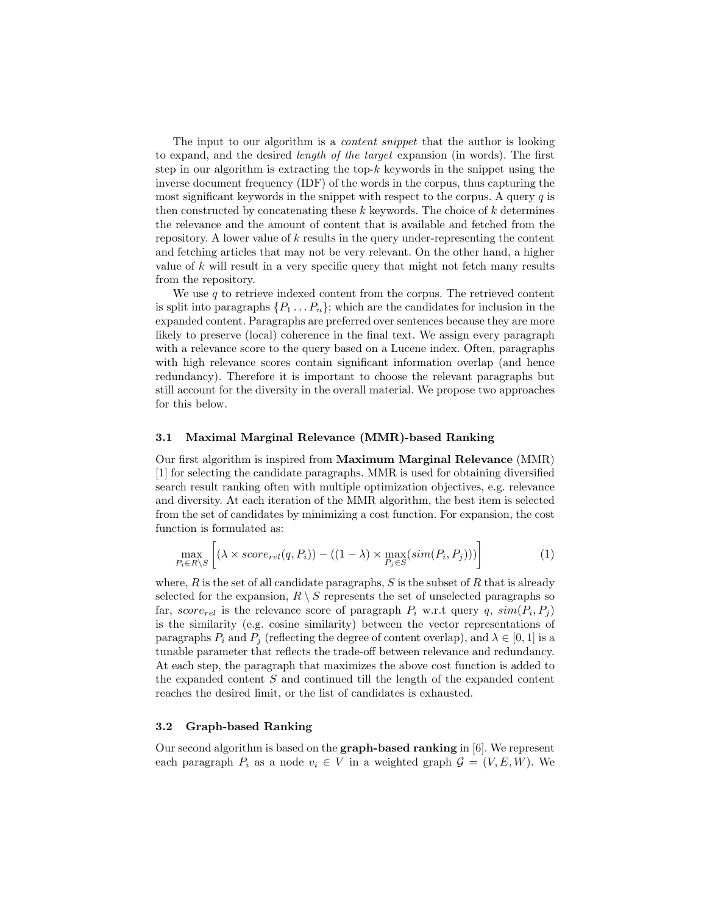The input to our algorithm is a *content snippet* that the author is looking to expand, and the desired *length of the target* expansion (in words). The first step in our algorithm is extracting the top-$k$ keywords in the snippet using the inverse document frequency (IDF) of the words in the corpus, thus capturing the most significant keywords in the snippet with respect to the corpus. A query $q$ is then constructed by concatenating these $k$ keywords. The choice of $k$ determines the relevance and the amount of content that is available and fetched from the repository. A lower value of $k$ results in the query under-representing the content and fetching articles that may not be very relevant. On the other hand, a higher value of $k$ will result in a very specific query that might not fetch many results from the repository.

We use $q$ to retrieve indexed content from the corpus. The retrieved content is split into paragraphs $\{P_1 \dots P_n\}$; which are the candidates for inclusion in the expanded content. Paragraphs are preferred over sentences because they are more likely to preserve (local) coherence in the final text. We assign every paragraph with a relevance score to the query based on a Lucene index. Often, paragraphs with high relevance scores contain significant information overlap (and hence redundancy). Therefore it is important to choose the relevant paragraphs but still account for the diversity in the overall material. We propose two approaches for this below.

### 3.1 Maximal Marginal Relevance (MMR)-based Ranking

Our first algorithm is inspired from **Maximum Marginal Relevance** (MMR) [1] for selecting the candidate paragraphs. MMR is used for obtaining diversified search result ranking often with multiple optimization objectives, e.g. relevance and diversity. At each iteration of the MMR algorithm, the best item is selected from the set of candidates by minimizing a cost function. For expansion, the cost function is formulated as:

$$\max_{P_i \in R \setminus S} \left[ (\lambda \times score_{rel}(q, P_i)) - ((1 - \lambda) \times \max_{P_j \in S}(sim(P_i, P_j))) \right] \tag{1}$$

where, $R$ is the set of all candidate paragraphs, $S$ is the subset of $R$ that is already selected for the expansion, $R \setminus S$ represents the set of unselected paragraphs so far, $score_{rel}$ is the relevance score of paragraph $P_i$ w.r.t query $q$, $sim(P_i, P_j)$ is the similarity (e.g. cosine similarity) between the vector representations of paragraphs $P_i$ and $P_j$ (reflecting the degree of content overlap), and $\lambda \in [0, 1]$ is a tunable parameter that reflects the trade-off between relevance and redundancy. At each step, the paragraph that maximizes the above cost function is added to the expanded content $S$ and continued till the length of the expanded content reaches the desired limit, or the list of candidates is exhausted.

### 3.2 Graph-based Ranking

Our second algorithm is based on the **graph-based ranking** in [6]. We represent each paragraph $P_i$ as a node $v_i \in V$ in a weighted graph $\mathcal{G} = (V, E, W)$. We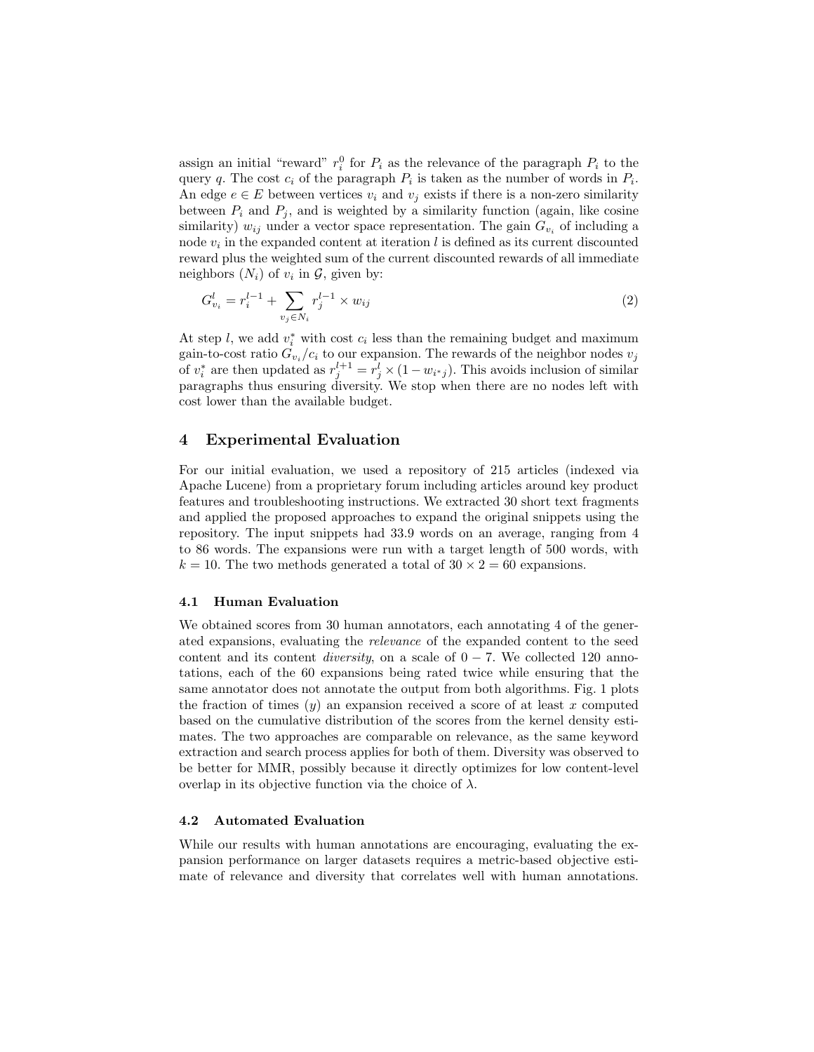assign an initial "reward" $r_i^0$ for $P_i$ as the relevance of the paragraph $P_i$ to the query $q$. The cost $c_i$ of the paragraph $P_i$ is taken as the number of words in $P_i$. An edge $e \in E$ between vertices $v_i$ and $v_j$ exists if there is a non-zero similarity between $P_i$ and $P_j$, and is weighted by a similarity function (again, like cosine similarity) $w_{ij}$ under a vector space representation. The gain $G_{v_i}$ of including a node $v_i$ in the expanded content at iteration $l$ is defined as its current discounted reward plus the weighted sum of the current discounted rewards of all immediate neighbors ($N_i$) of $v_i$ in $\mathcal{G}$, given by:

$$G_{v_i}^l = r_i^{l-1} + \sum_{v_j \in N_i} r_j^{l-1} \times w_{ij} \tag{2}$$

At step $l$, we add $v_i^*$ with cost $c_i$ less than the remaining budget and maximum gain-to-cost ratio $G_{v_i}/c_i$ to our expansion. The rewards of the neighbor nodes $v_j$ of $v_i^*$ are then updated as $r_j^{l+1} = r_j^l \times (1 - w_{i^*j})$. This avoids inclusion of similar paragraphs thus ensuring diversity. We stop when there are no nodes left with cost lower than the available budget.

## 4 Experimental Evaluation

For our initial evaluation, we used a repository of 215 articles (indexed via Apache Lucene) from a proprietary forum including articles around key product features and troubleshooting instructions. We extracted 30 short text fragments and applied the proposed approaches to expand the original snippets using the repository. The input snippets had 33.9 words on an average, ranging from 4 to 86 words. The expansions were run with a target length of 500 words, with $k = 10$. The two methods generated a total of $30 \times 2 = 60$ expansions.

### 4.1 Human Evaluation

We obtained scores from 30 human annotators, each annotating 4 of the generated expansions, evaluating the *relevance* of the expanded content to the seed content and its content *diversity*, on a scale of $0 - 7$. We collected 120 annotations, each of the 60 expansions being rated twice while ensuring that the same annotator does not annotate the output from both algorithms. Fig. 1 plots the fraction of times ($y$) an expansion received a score of at least $x$ computed based on the cumulative distribution of the scores from the kernel density estimates. The two approaches are comparable on relevance, as the same keyword extraction and search process applies for both of them. Diversity was observed to be better for MMR, possibly because it directly optimizes for low content-level overlap in its objective function via the choice of $\lambda$.

### 4.2 Automated Evaluation

While our results with human annotations are encouraging, evaluating the expansion performance on larger datasets requires a metric-based objective estimate of relevance and diversity that correlates well with human annotations.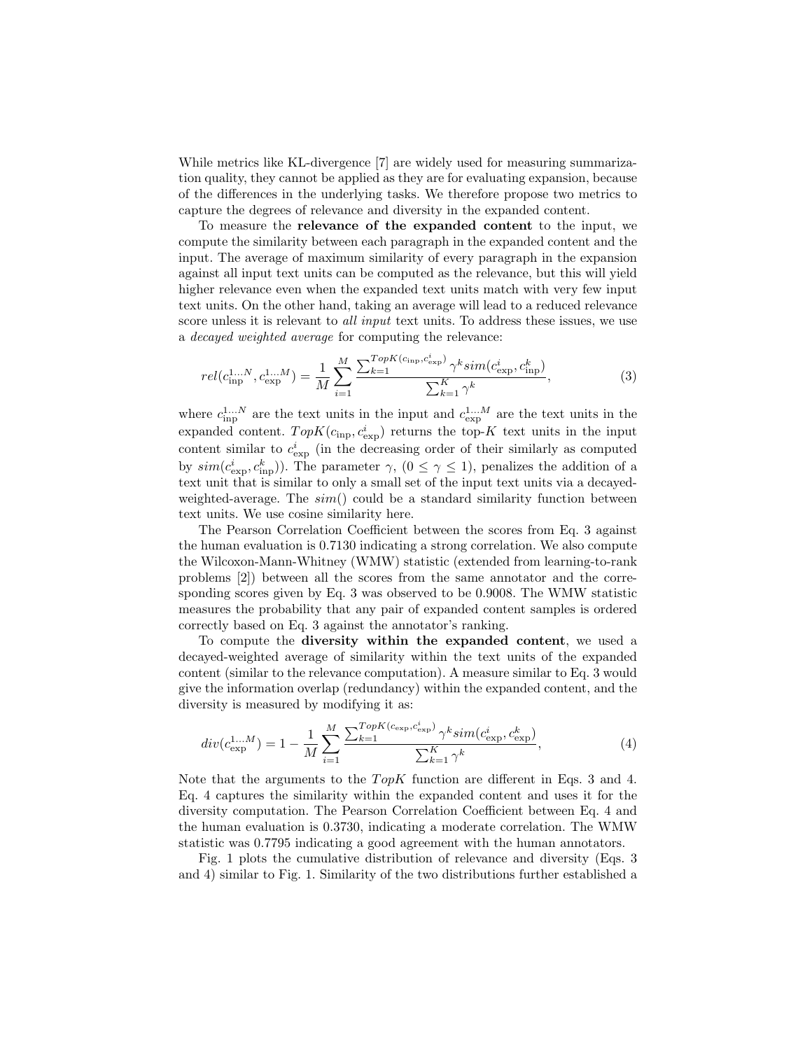While metrics like KL-divergence [7] are widely used for measuring summarization quality, they cannot be applied as they are for evaluating expansion, because of the differences in the underlying tasks. We therefore propose two metrics to capture the degrees of relevance and diversity in the expanded content.

To measure the **relevance of the expanded content** to the input, we compute the similarity between each paragraph in the expanded content and the input. The average of maximum similarity of every paragraph in the expansion against all input text units can be computed as the relevance, but this will yield higher relevance even when the expanded text units match with very few input text units. On the other hand, taking an average will lead to a reduced relevance score unless it is relevant to *all input* text units. To address these issues, we use a *decayed weighted average* for computing the relevance:

$$rel(c_{\text{inp}}^{1...N}, c_{\text{exp}}^{1...M}) = \frac{1}{M} \sum_{i=1}^{M} \frac{\sum_{k=1}^{TopK(c_{\text{inp}}, c_{\text{exp}}^{i})} \gamma^k sim(c_{\text{exp}}^{i}, c_{\text{inp}}^{k})}{\sum_{k=1}^{K} \gamma^k}, \tag{3}$$

where $c_{\text{inp}}^{1...N}$ are the text units in the input and $c_{\text{exp}}^{1...M}$ are the text units in the expanded content. $TopK(c_{\text{inp}}, c_{\text{exp}}^{i})$ returns the top-$K$ text units in the input content similar to $c_{\text{exp}}^{i}$ (in the decreasing order of their similarly as computed by $sim(c_{\text{exp}}^{i}, c_{\text{inp}}^{k})$). The parameter $\gamma$, $(0 \leq \gamma \leq 1)$, penalizes the addition of a text unit that is similar to only a small set of the input text units via a decayed-weighted-average. The $sim()$ could be a standard similarity function between text units. We use cosine similarity here.

The Pearson Correlation Coefficient between the scores from Eq. 3 against the human evaluation is 0.7130 indicating a strong correlation. We also compute the Wilcoxon-Mann-Whitney (WMW) statistic (extended from learning-to-rank problems [2]) between all the scores from the same annotator and the corresponding scores given by Eq. 3 was observed to be 0.9008. The WMW statistic measures the probability that any pair of expanded content samples is ordered correctly based on Eq. 3 against the annotator's ranking.

To compute the **diversity within the expanded content**, we used a decayed-weighted average of similarity within the text units of the expanded content (similar to the relevance computation). A measure similar to Eq. 3 would give the information overlap (redundancy) within the expanded content, and the diversity is measured by modifying it as:

$$div(c_{\text{exp}}^{1...M}) = 1 - \frac{1}{M} \sum_{i=1}^{M} \frac{\sum_{k=1}^{TopK(c_{\text{exp}}, c_{\text{exp}}^{i})} \gamma^k sim(c_{\text{exp}}^{i}, c_{\text{exp}}^{k})}{\sum_{k=1}^{K} \gamma^k}, \tag{4}$$

Note that the arguments to the $TopK$ function are different in Eqs. 3 and 4. Eq. 4 captures the similarity within the expanded content and uses it for the diversity computation. The Pearson Correlation Coefficient between Eq. 4 and the human evaluation is 0.3730, indicating a moderate correlation. The WMW statistic was 0.7795 indicating a good agreement with the human annotators.

Fig. 1 plots the cumulative distribution of relevance and diversity (Eqs. 3 and 4) similar to Fig. 1. Similarity of the two distributions further established a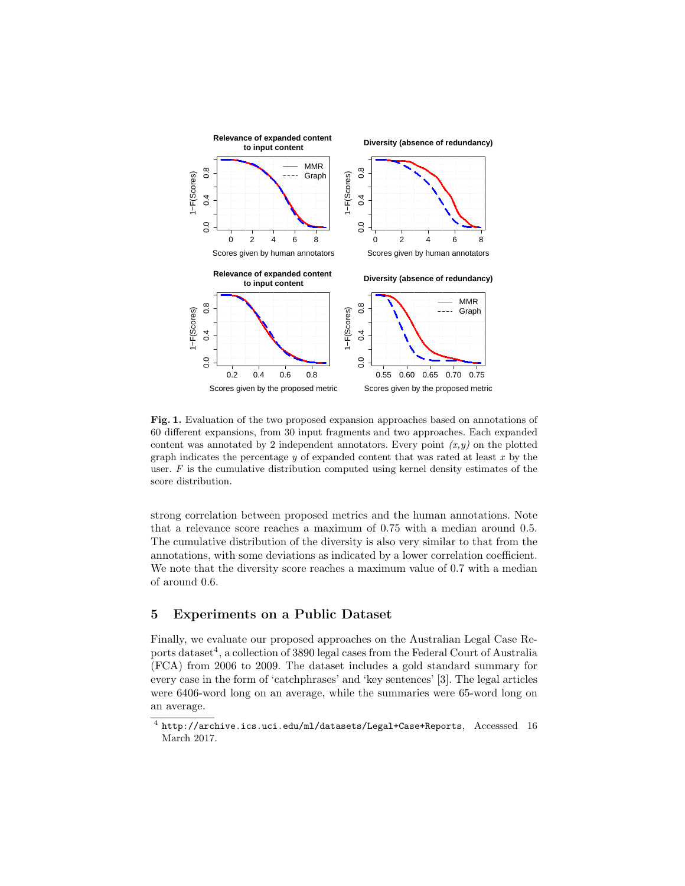**Fig. 1.** Evaluation of the two proposed expansion approaches based on annotations of 60 different expansions, from 30 input fragments and two approaches. Each expanded content was annotated by 2 independent annotators. Every point *(x,y)* on the plotted graph indicates the percentage $y$ of expanded content that was rated at least $x$ by the user. $F$ is the cumulative distribution computed using kernel density estimates of the score distribution.

strong correlation between proposed metrics and the human annotations. Note that a relevance score reaches a maximum of 0.75 with a median around 0.5. The cumulative distribution of the diversity is also very similar to that from the annotations, with some deviations as indicated by a lower correlation coefficient. We note that the diversity score reaches a maximum value of 0.7 with a median of around 0.6.

## 5 Experiments on a Public Dataset

Finally, we evaluate our proposed approaches on the Australian Legal Case Reports dataset[4], a collection of 3890 legal cases from the Federal Court of Australia (FCA) from 2006 to 2009. The dataset includes a gold standard summary for every case in the form of 'catchphrases' and 'key sentences' [3]. The legal articles were 6406-word long on an average, while the summaries were 65-word long on an average.

[4] http://archive.ics.uci.edu/ml/datasets/Legal+Case+Reports, Accesssed 16 March 2017.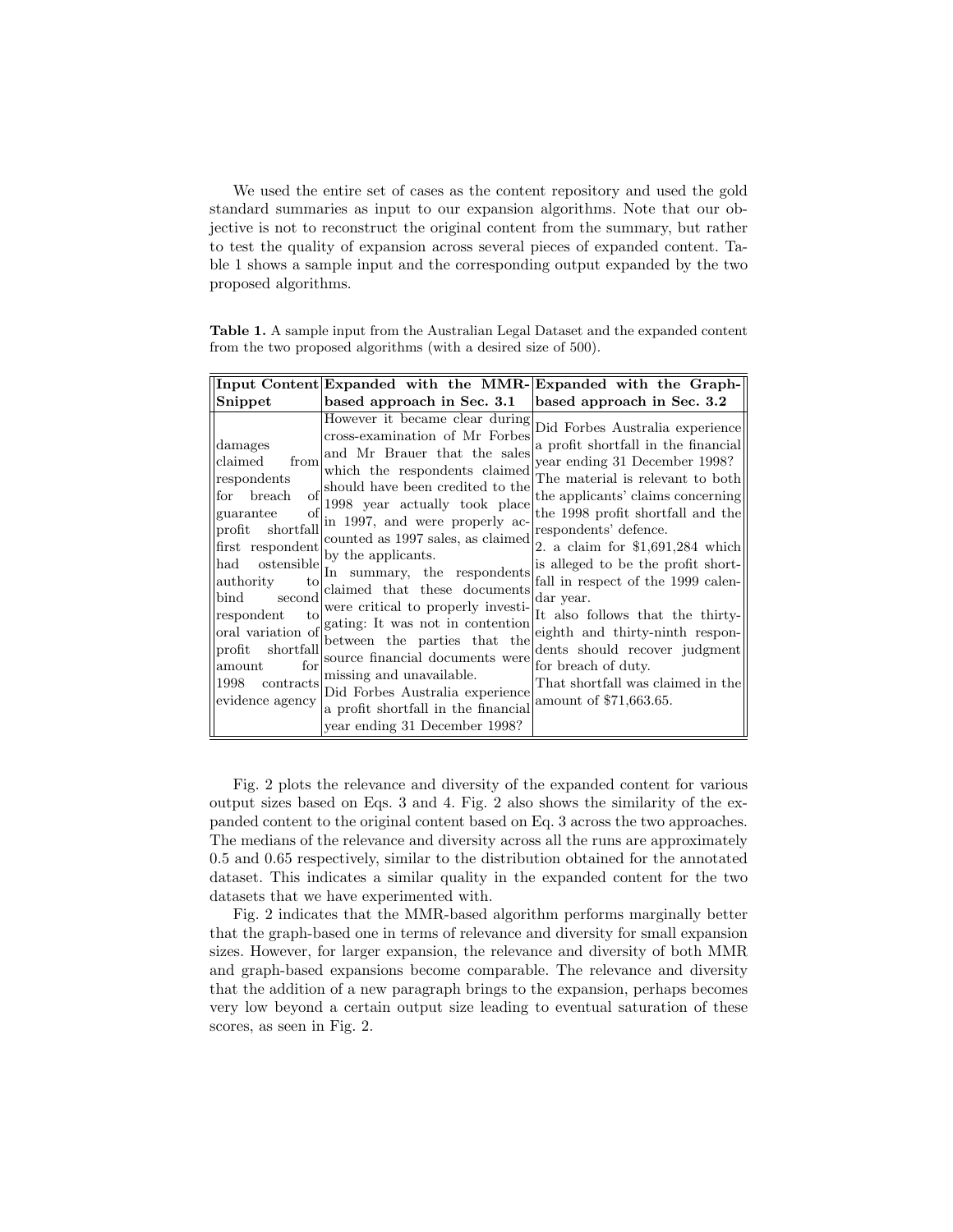We used the entire set of cases as the content repository and used the gold standard summaries as input to our expansion algorithms. Note that our objective is not to reconstruct the original content from the summary, but rather to test the quality of expansion across several pieces of expanded content. Table 1 shows a sample input and the corresponding output expanded by the two proposed algorithms.

**Table 1.** A sample input from the Australian Legal Dataset and the expanded content from the two proposed algorithms (with a desired size of 500).

| Input Content Snippet | Expanded with the MMR-based approach in Sec. 3.1 | Expanded with the Graph-based approach in Sec. 3.2 |
|---|---|---|
| damages claimed from respondents for breach of guarantee of profit shortfall first respondent had ostensible authority to bind second respondent to oral variation of profit shortfall amount for 1998 contracts evidence agency | However it became clear during cross-examination of Mr Forbes and Mr Brauer that the sales which the respondents claimed should have been credited to the 1998 year actually took place in 1997, and were properly accounted as 1997 sales, as claimed by the applicants. In summary, the respondents claimed that these documents were critical to properly investigating: It was not in contention between the parties that the source financial documents were missing and unavailable. Did Forbes Australia experience a profit shortfall in the financial year ending 31 December 1998? | Did Forbes Australia experience a profit shortfall in the financial year ending 31 December 1998? The material is relevant to both the applicants' claims concerning the 1998 profit shortfall and the respondents' defence. 2. a claim for $1,691,284 which is alleged to be the profit shortfall in respect of the 1999 calendar year. It also follows that the thirty-eighth and thirty-ninth respondents should recover judgment for breach of duty. That shortfall was claimed in the amount of $71,663.65. |

Fig. 2 plots the relevance and diversity of the expanded content for various output sizes based on Eqs. 3 and 4. Fig. 2 also shows the similarity of the expanded content to the original content based on Eq. 3 across the two approaches. The medians of the relevance and diversity across all the runs are approximately 0.5 and 0.65 respectively, similar to the distribution obtained for the annotated dataset. This indicates a similar quality in the expanded content for the two datasets that we have experimented with.

Fig. 2 indicates that the MMR-based algorithm performs marginally better that the graph-based one in terms of relevance and diversity for small expansion sizes. However, for larger expansion, the relevance and diversity of both MMR and graph-based expansions become comparable. The relevance and diversity that the addition of a new paragraph brings to the expansion, perhaps becomes very low beyond a certain output size leading to eventual saturation of these scores, as seen in Fig. 2.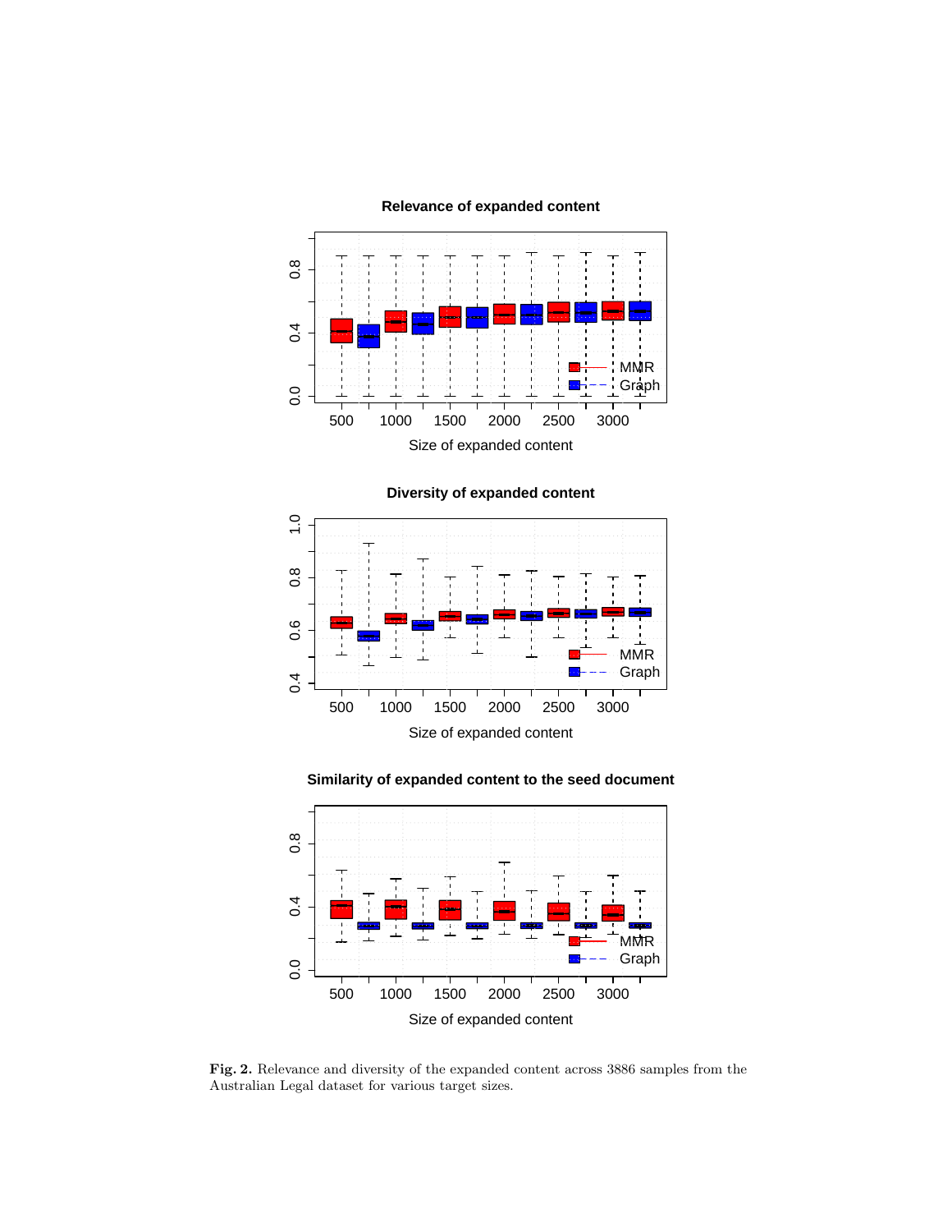**Fig. 2.** Relevance and diversity of the expanded content across 3886 samples from the Australian Legal dataset for various target sizes.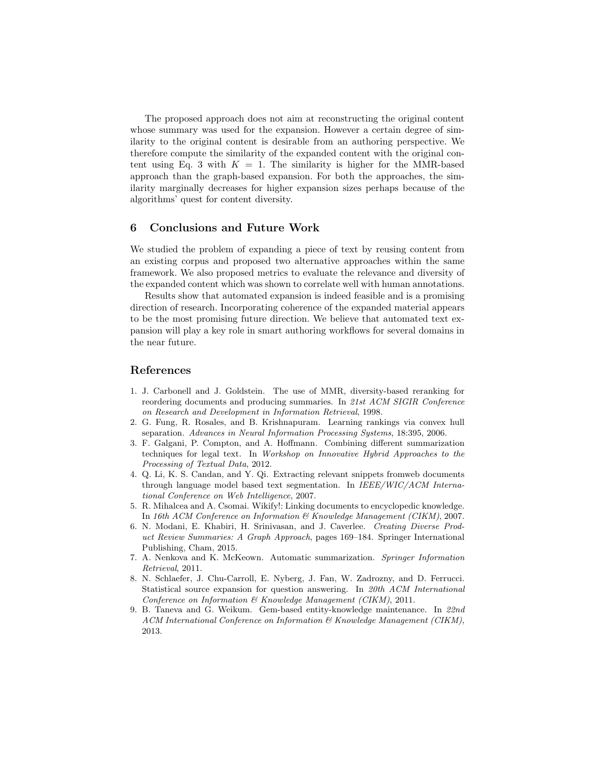The proposed approach does not aim at reconstructing the original content whose summary was used for the expansion. However a certain degree of similarity to the original content is desirable from an authoring perspective. We therefore compute the similarity of the expanded content with the original content using Eq. 3 with $K = 1$. The similarity is higher for the MMR-based approach than the graph-based expansion. For both the approaches, the similarity marginally decreases for higher expansion sizes perhaps because of the algorithms' quest for content diversity.

## 6 Conclusions and Future Work

We studied the problem of expanding a piece of text by reusing content from an existing corpus and proposed two alternative approaches within the same framework. We also proposed metrics to evaluate the relevance and diversity of the expanded content which was shown to correlate well with human annotations.

Results show that automated expansion is indeed feasible and is a promising direction of research. Incorporating coherence of the expanded material appears to be the most promising future direction. We believe that automated text expansion will play a key role in smart authoring workflows for several domains in the near future.

## References

1. J. Carbonell and J. Goldstein. The use of MMR, diversity-based reranking for reordering documents and producing summaries. In *21st ACM SIGIR Conference on Research and Development in Information Retrieval*, 1998.
2. G. Fung, R. Rosales, and B. Krishnapuram. Learning rankings via convex hull separation. *Advances in Neural Information Processing Systems*, 18:395, 2006.
3. F. Galgani, P. Compton, and A. Hoffmann. Combining different summarization techniques for legal text. In *Workshop on Innovative Hybrid Approaches to the Processing of Textual Data*, 2012.
4. Q. Li, K. S. Candan, and Y. Qi. Extracting relevant snippets fromweb documents through language model based text segmentation. In *IEEE/WIC/ACM International Conference on Web Intelligence*, 2007.
5. R. Mihalcea and A. Csomai. Wikify!: Linking documents to encyclopedic knowledge. In *16th ACM Conference on Information & Knowledge Management (CIKM)*, 2007.
6. N. Modani, E. Khabiri, H. Srinivasan, and J. Caverlee. *Creating Diverse Product Review Summaries: A Graph Approach*, pages 169–184. Springer International Publishing, Cham, 2015.
7. A. Nenkova and K. McKeown. Automatic summarization. *Springer Information Retrieval*, 2011.
8. N. Schlaefer, J. Chu-Carroll, E. Nyberg, J. Fan, W. Zadrozny, and D. Ferrucci. Statistical source expansion for question answering. In *20th ACM International Conference on Information & Knowledge Management (CIKM)*, 2011.
9. B. Taneva and G. Weikum. Gem-based entity-knowledge maintenance. In *22nd ACM International Conference on Information & Knowledge Management (CIKM)*, 2013.